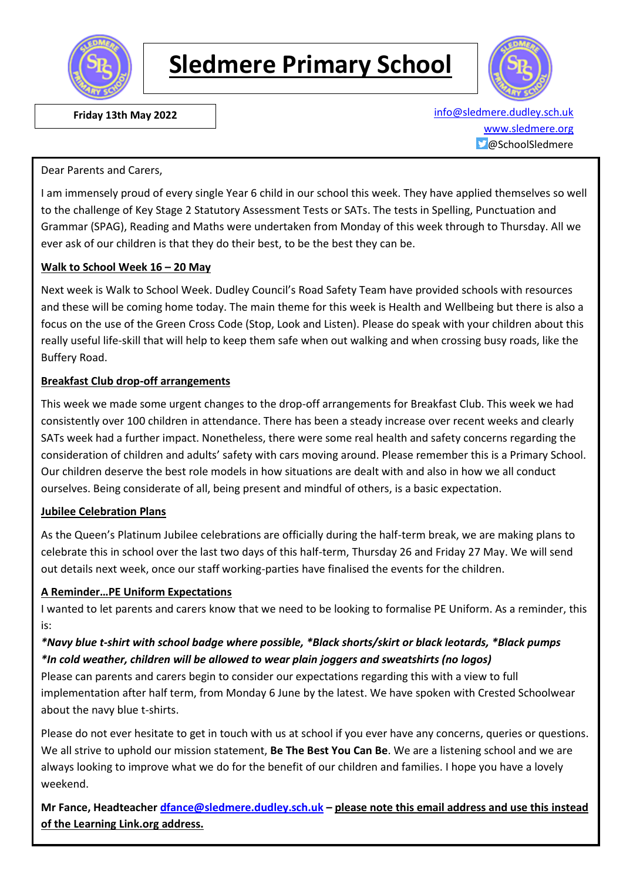# Sledmere Primary School

**Friday 13th May 2022**

info@sledmere.dudley.sch.uk
www.sledmere.org
@SchoolSledmere

Dear Parents and Carers,

I am immensely proud of every single Year 6 child in our school this week. They have applied themselves so well to the challenge of Key Stage 2 Statutory Assessment Tests or SATs. The tests in Spelling, Punctuation and Grammar (SPAG), Reading and Maths were undertaken from Monday of this week through to Thursday. All we ever ask of our children is that they do their best, to be the best they can be.

## Walk to School Week 16 – 20 May

Next week is Walk to School Week. Dudley Council's Road Safety Team have provided schools with resources and these will be coming home today. The main theme for this week is Health and Wellbeing but there is also a focus on the use of the Green Cross Code (Stop, Look and Listen). Please do speak with your children about this really useful life-skill that will help to keep them safe when out walking and when crossing busy roads, like the Buffery Road.

## Breakfast Club drop-off arrangements

This week we made some urgent changes to the drop-off arrangements for Breakfast Club. This week we had consistently over 100 children in attendance. There has been a steady increase over recent weeks and clearly SATs week had a further impact. Nonetheless, there were some real health and safety concerns regarding the consideration of children and adults' safety with cars moving around. Please remember this is a Primary School. Our children deserve the best role models in how situations are dealt with and also in how we all conduct ourselves. Being considerate of all, being present and mindful of others, is a basic expectation.

## Jubilee Celebration Plans

As the Queen's Platinum Jubilee celebrations are officially during the half-term break, we are making plans to celebrate this in school over the last two days of this half-term, Thursday 26 and Friday 27 May. We will send out details next week, once our staff working-parties have finalised the events for the children.

## A Reminder…PE Uniform Expectations

I wanted to let parents and carers know that we need to be looking to formalise PE Uniform. As a reminder, this is:

***Navy blue t-shirt with school badge where possible, *Black shorts/skirt or black leotards, *Black pumps***
***\*In cold weather, children will be allowed to wear plain joggers and sweatshirts (no logos)***

Please can parents and carers begin to consider our expectations regarding this with a view to full implementation after half term, from Monday 6 June by the latest. We have spoken with Crested Schoolwear about the navy blue t-shirts.

Please do not ever hesitate to get in touch with us at school if you ever have any concerns, queries or questions. We all strive to uphold our mission statement, **Be The Best You Can Be**. We are a listening school and we are always looking to improve what we do for the benefit of our children and families. I hope you have a lovely weekend.

**Mr Fance, Headteacher dfance@sledmere.dudley.sch.uk – please note this email address and use this instead of the Learning Link.org address.**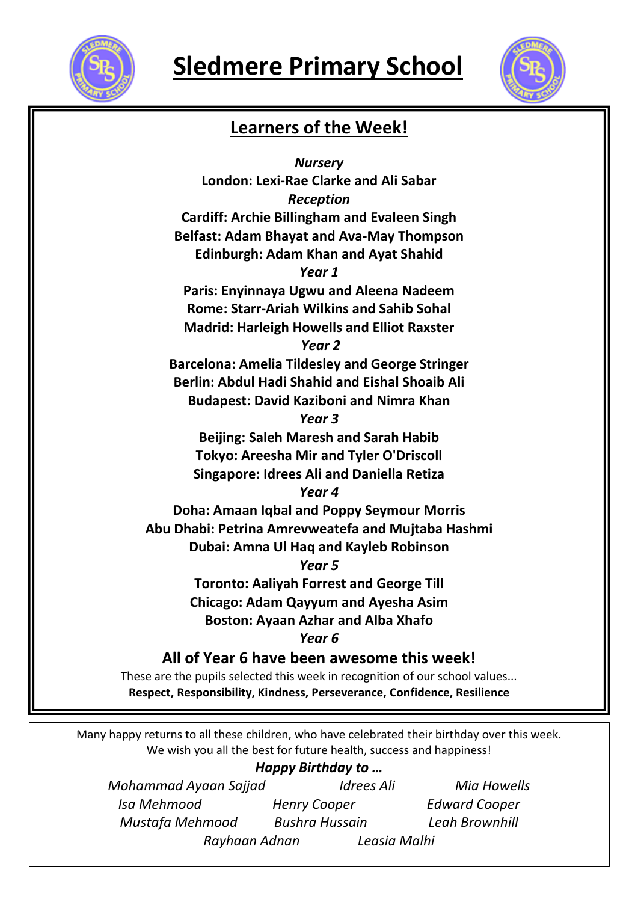# Sledmere Primary School

## Learners of the Week!

*Nursery*

**London: Lexi-Rae Clarke and Ali Sabar**

*Reception*

**Cardiff: Archie Billingham and Evaleen Singh**

**Belfast: Adam Bhayat and Ava-May Thompson**

**Edinburgh: Adam Khan and Ayat Shahid**

*Year 1*

**Paris: Enyinnaya Ugwu and Aleena Nadeem**

**Rome: Starr-Ariah Wilkins and Sahib Sohal**

**Madrid: Harleigh Howells and Elliot Raxster**

*Year 2*

**Barcelona: Amelia Tildesley and George Stringer**

**Berlin: Abdul Hadi Shahid and Eishal Shoaib Ali**

**Budapest: David Kaziboni and Nimra Khan**

*Year 3*

**Beijing: Saleh Maresh and Sarah Habib**

**Tokyo: Areesha Mir and Tyler O'Driscoll**

**Singapore: Idrees Ali and Daniella Retiza**

*Year 4*

**Doha: Amaan Iqbal and Poppy Seymour Morris**

**Abu Dhabi: Petrina Amrevweatefa and Mujtaba Hashmi**

**Dubai: Amna Ul Haq and Kayleb Robinson**

*Year 5*

**Toronto: Aaliyah Forrest and George Till**

**Chicago: Adam Qayyum and Ayesha Asim**

**Boston: Ayaan Azhar and Alba Xhafo**

*Year 6*

### All of Year 6 have been awesome this week!

These are the pupils selected this week in recognition of our school values...
**Respect, Responsibility, Kindness, Perseverance, Confidence, Resilience**

Many happy returns to all these children, who have celebrated their birthday over this week.
We wish you all the best for future health, success and happiness!

***Happy Birthday to …***

*Mohammad Ayaan Sajjad* — *Idrees Ali* — *Mia Howells*

*Isa Mehmood* — *Henry Cooper* — *Edward Cooper*

*Mustafa Mehmood* — *Bushra Hussain* — *Leah Brownhill*

*Rayhaan Adnan* — *Leasia Malhi*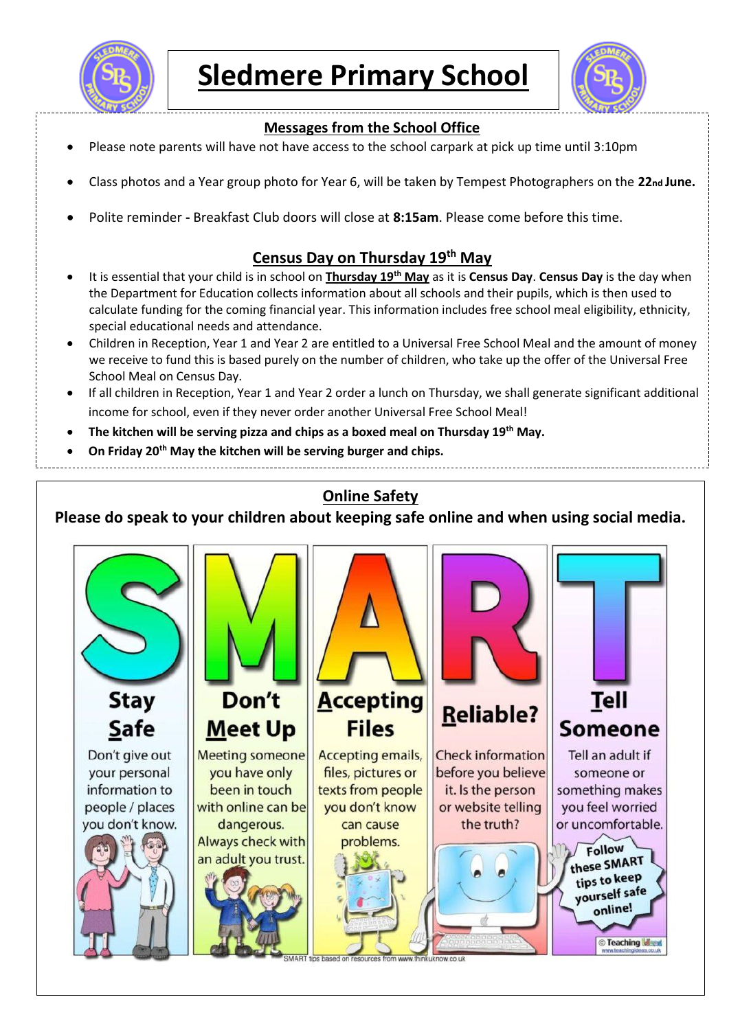# Sledmere Primary School

## Messages from the School Office

- Please note parents will have not have access to the school carpark at pick up time until 3:10pm
- Class photos and a Year group photo for Year 6, will be taken by Tempest Photographers on the **22nd June.**
- Polite reminder **-** Breakfast Club doors will close at **8:15am**. Please come before this time.

## Census Day on Thursday 19th May

- It is essential that your child is in school on **Thursday 19th May** as it is **Census Day**. **Census Day** is the day when the Department for Education collects information about all schools and their pupils, which is then used to calculate funding for the coming financial year. This information includes free school meal eligibility, ethnicity, special educational needs and attendance.
- Children in Reception, Year 1 and Year 2 are entitled to a Universal Free School Meal and the amount of money we receive to fund this is based purely on the number of children, who take up the offer of the Universal Free School Meal on Census Day.
- If all children in Reception, Year 1 and Year 2 order a lunch on Thursday, we shall generate significant additional income for school, even if they never order another Universal Free School Meal!
- **The kitchen will be serving pizza and chips as a boxed meal on Thursday 19th May.**
- **On Friday 20th May the kitchen will be serving burger and chips.**

## Online Safety

**Please do speak to your children about keeping safe online and when using social media.**

**S - Stay Safe**
Don't give out your personal information to people / places you don't know.

**M - Don't Meet Up**
Meeting someone you have only been in touch with online can be dangerous. Always check with an adult you trust.

**A - Accepting Files**
Accepting emails, files, pictures or texts from people you don't know can cause problems.

**R - Reliable?**
Check information before you believe it. Is the person or website telling the truth?

**T - Tell Someone**
Tell an adult if someone or something makes you feel worried or uncomfortable.

Follow these SMART tips to keep yourself safe online!

© Teaching Ideas www.teachingideas.co.uk

SMART tips based on resources from www.thinkuknow.co.uk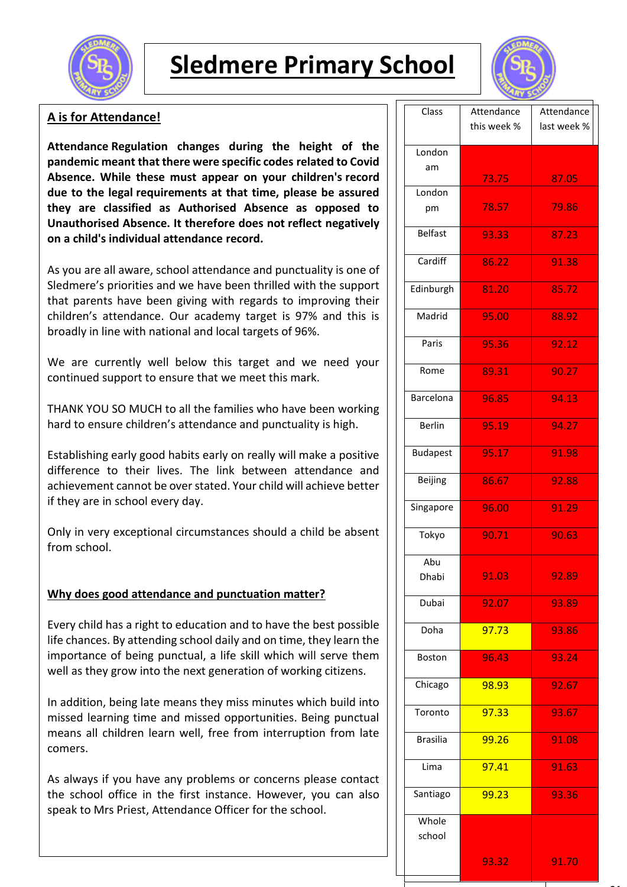# Sledmere Primary School

## A is for Attendance!

**Attendance Regulation changes during the height of the pandemic meant that there were specific codes related to Covid Absence. While these must appear on your children's record due to the legal requirements at that time, please be assured they are classified as Authorised Absence as opposed to Unauthorised Absence. It therefore does not reflect negatively on a child's individual attendance record.**

As you are all aware, school attendance and punctuality is one of Sledmere's priorities and we have been thrilled with the support that parents have been giving with regards to improving their children's attendance. Our academy target is 97% and this is broadly in line with national and local targets of 96%.

We are currently well below this target and we need your continued support to ensure that we meet this mark.

THANK YOU SO MUCH to all the families who have been working hard to ensure children's attendance and punctuality is high.

Establishing early good habits early on really will make a positive difference to their lives. The link between attendance and achievement cannot be over stated. Your child will achieve better if they are in school every day.

Only in very exceptional circumstances should a child be absent from school.

## Why does good attendance and punctuation matter?

Every child has a right to education and to have the best possible life chances. By attending school daily and on time, they learn the importance of being punctual, a life skill which will serve them well as they grow into the next generation of working citizens.

In addition, being late means they miss minutes which build into missed learning time and missed opportunities. Being punctual means all children learn well, free from interruption from late comers.

As always if you have any problems or concerns please contact the school office in the first instance. However, you can also speak to Mrs Priest, Attendance Officer for the school.

| Class | Attendance this week % | Attendance last week % |
|---|---|---|
| London am | 73.75 | 87.05 |
| London pm | 78.57 | 79.86 |
| Belfast | 93.33 | 87.23 |
| Cardiff | 86.22 | 91.38 |
| Edinburgh | 81.20 | 85.72 |
| Madrid | 95.00 | 88.92 |
| Paris | 95.36 | 92.12 |
| Rome | 89.31 | 90.27 |
| Barcelona | 96.85 | 94.13 |
| Berlin | 95.19 | 94.27 |
| Budapest | 95.17 | 91.98 |
| Beijing | 86.67 | 92.88 |
| Singapore | 96.00 | 91.29 |
| Tokyo | 90.71 | 90.63 |
| Abu Dhabi | 91.03 | 92.89 |
| Dubai | 92.07 | 93.89 |
| Doha | 97.73 | 93.86 |
| Boston | 96.43 | 93.24 |
| Chicago | 98.93 | 92.67 |
| Toronto | 97.33 | 93.67 |
| Brasilia | 99.26 | 91.08 |
| Lima | 97.41 | 91.63 |
| Santiago | 99.23 | 93.36 |
| Whole school | 93.32 | 91.70 |